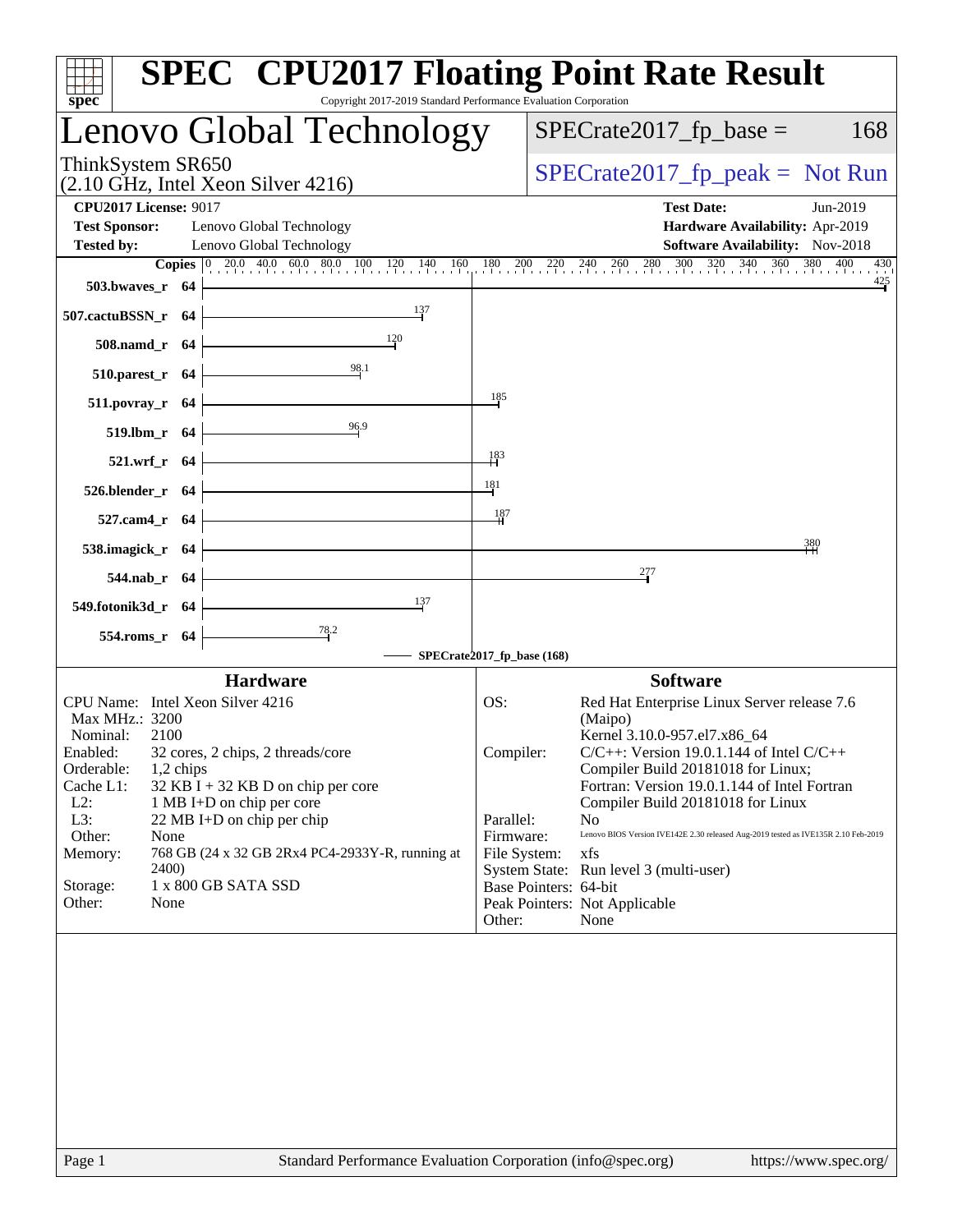# SPEC CPU2017 Floating Point Rate Result

Copyright 2017-2019 Standard Performance Evaluation Corporation

## Lenovo Global Technology

ThinkSystem SR650
(2.10 GHz, Intel Xeon Silver 4216)

SPECrate2017_fp_base = 168

SPECrate2017_fp_peak = Not Run

**CPU2017 License:** 9017
**Test Sponsor:** Lenovo Global Technology
**Tested by:** Lenovo Global Technology

**Test Date:** Jun-2019
**Hardware Availability:** Apr-2019
**Software Availability:** Nov-2018

| Benchmark | Copies | Base Ratio |
|---|---|---|
| 503.bwaves_r | 64 | 425 |
| 507.cactuBSSN_r | 64 | 137 |
| 508.namd_r | 64 | 120 |
| 510.parest_r | 64 | 98.1 |
| 511.povray_r | 64 | 185 |
| 519.lbm_r | 64 | 96.9 |
| 521.wrf_r | 64 | 183 |
| 526.blender_r | 64 | 181 |
| 527.cam4_r | 64 | 187 |
| 538.imagick_r | 64 | 380 |
| 544.nab_r | 64 | 277 |
| 549.fotonik3d_r | 64 | 137 |
| 554.roms_r | 64 | 78.2 |

SPECrate2017_fp_base (168)

### Hardware

- **CPU Name:** Intel Xeon Silver 4216
- **Max MHz.:** 3200
- **Nominal:** 2100
- **Enabled:** 32 cores, 2 chips, 2 threads/core
- **Orderable:** 1,2 chips
- **Cache L1:** 32 KB I + 32 KB D on chip per core
- **L2:** 1 MB I+D on chip per core
- **L3:** 22 MB I+D on chip per chip
- **Other:** None
- **Memory:** 768 GB (24 x 32 GB 2Rx4 PC4-2933Y-R, running at 2400)
- **Storage:** 1 x 800 GB SATA SSD
- **Other:** None

### Software

- **OS:** Red Hat Enterprise Linux Server release 7.6 (Maipo) Kernel 3.10.0-957.el7.x86_64
- **Compiler:** C/C++: Version 19.0.1.144 of Intel C/C++ Compiler Build 20181018 for Linux; Fortran: Version 19.0.1.144 of Intel Fortran Compiler Build 20181018 for Linux
- **Parallel:** No
- **Firmware:** Lenovo BIOS Version IVE142E 2.30 released Aug-2019 tested as IVE135R 2.10 Feb-2019
- **File System:** xfs
- **System State:** Run level 3 (multi-user)
- **Base Pointers:** 64-bit
- **Peak Pointers:** Not Applicable
- **Other:** None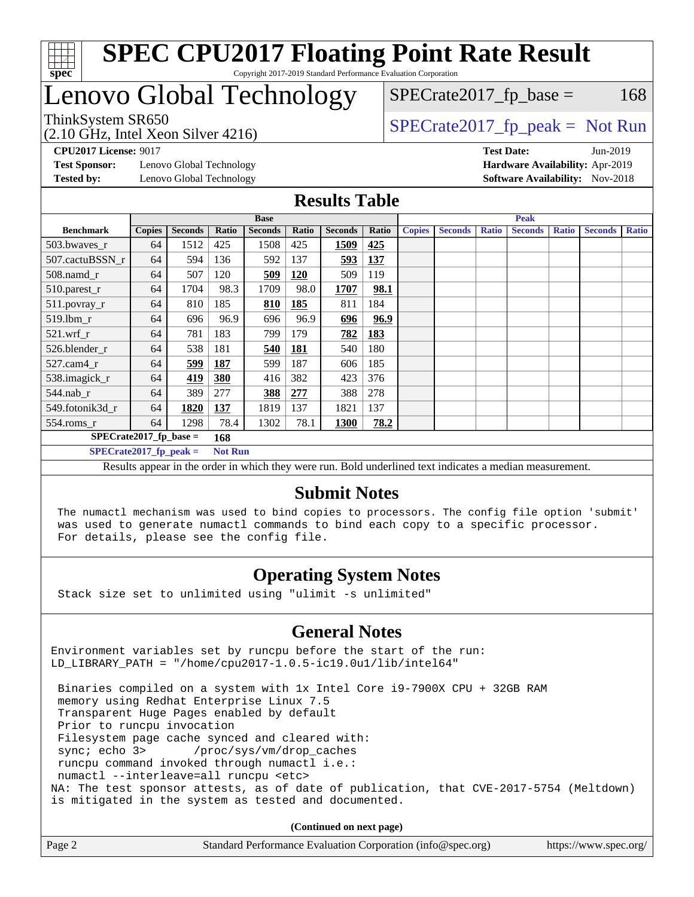# SPEC CPU2017 Floating Point Rate Result

Copyright 2017-2019 Standard Performance Evaluation Corporation

# Lenovo Global Technology

ThinkSystem SR650
(2.10 GHz, Intel Xeon Silver 4216)

SPECrate2017_fp_base = 168

SPECrate2017_fp_peak = Not Run

**CPU2017 License:** 9017
**Test Sponsor:** Lenovo Global Technology
**Tested by:** Lenovo Global Technology

**Test Date:** Jun-2019
**Hardware Availability:** Apr-2019
**Software Availability:** Nov-2018

## Results Table

| | Base | | | | | | | Peak | | | | | | |
|---|---|---|---|---|---|---|---|---|---|---|---|---|---|---|
| **Benchmark** | **Copies** | **Seconds** | **Ratio** | **Seconds** | **Ratio** | **Seconds** | **Ratio** | **Copies** | **Seconds** | **Ratio** | **Seconds** | **Ratio** | **Seconds** | **Ratio** |
| 503.bwaves_r | 64 | 1512 | 425 | 1508 | 425 | **1509** | **425** | | | | | | | |
| 507.cactuBSSN_r | 64 | 594 | 136 | 592 | 137 | **593** | **137** | | | | | | | |
| 508.namd_r | 64 | 507 | 120 | **509** | **120** | 509 | 119 | | | | | | | |
| 510.parest_r | 64 | 1704 | 98.3 | 1709 | 98.0 | **1707** | **98.1** | | | | | | | |
| 511.povray_r | 64 | 810 | 185 | **810** | **185** | 811 | 184 | | | | | | | |
| 519.lbm_r | 64 | 696 | 96.9 | 696 | 96.9 | **696** | **96.9** | | | | | | | |
| 521.wrf_r | 64 | 781 | 183 | 799 | 179 | **782** | **183** | | | | | | | |
| 526.blender_r | 64 | 538 | 181 | **540** | **181** | 540 | 180 | | | | | | | |
| 527.cam4_r | 64 | **599** | **187** | 599 | 187 | 606 | 185 | | | | | | | |
| 538.imagick_r | 64 | **419** | **380** | 416 | 382 | 423 | 376 | | | | | | | |
| 544.nab_r | 64 | 389 | 277 | **388** | **277** | 388 | 278 | | | | | | | |
| 549.fotonik3d_r | 64 | **1820** | **137** | 1819 | 137 | 1821 | 137 | | | | | | | |
| 554.roms_r | 64 | 1298 | 78.4 | 1302 | 78.1 | **1300** | **78.2** | | | | | | | |

**SPECrate2017_fp_base = 168**

**SPECrate2017_fp_peak = Not Run**

Results appear in the order in which they were run. Bold underlined text indicates a median measurement.

## Submit Notes

```
The numactl mechanism was used to bind copies to processors. The config file option 'submit'
was used to generate numactl commands to bind each copy to a specific processor.
For details, please see the config file.
```

## Operating System Notes

```
Stack size set to unlimited using "ulimit -s unlimited"
```

## General Notes

```
Environment variables set by runcpu before the start of the run:
LD_LIBRARY_PATH = "/home/cpu2017-1.0.5-ic19.0u1/lib/intel64"

 Binaries compiled on a system with 1x Intel Core i9-7900X CPU + 32GB RAM
 memory using Redhat Enterprise Linux 7.5
 Transparent Huge Pages enabled by default
 Prior to runcpu invocation
 Filesystem page cache synced and cleared with:
 sync; echo 3>       /proc/sys/vm/drop_caches
 runcpu command invoked through numactl i.e.:
 numactl --interleave=all runcpu <etc>
NA: The test sponsor attests, as of date of publication, that CVE-2017-5754 (Meltdown)
is mitigated in the system as tested and documented.
```

**(Continued on next page)**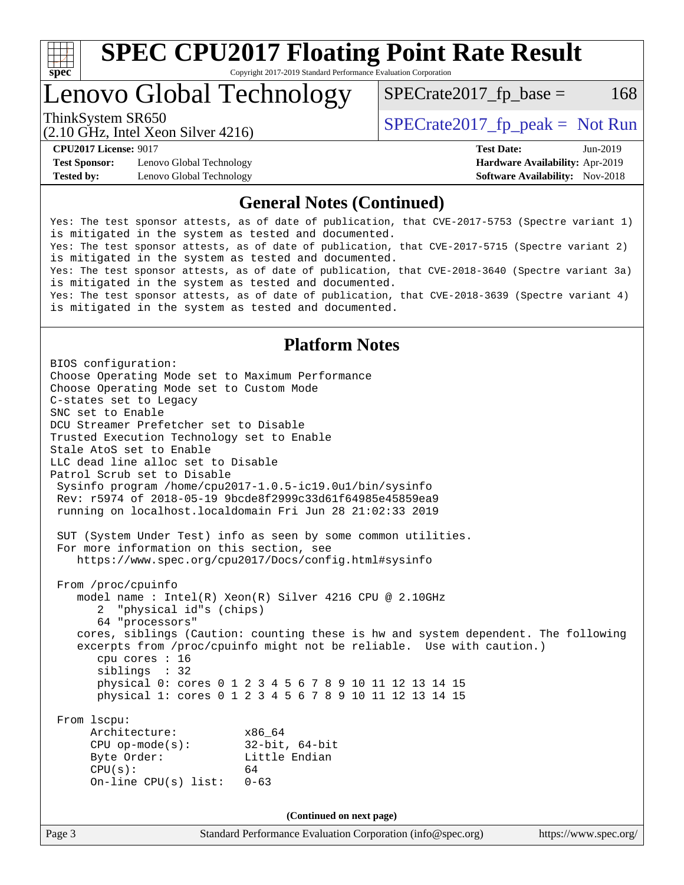## General Notes (Continued)

```
Yes: The test sponsor attests, as of date of publication, that CVE-2017-5753 (Spectre variant 1)
is mitigated in the system as tested and documented.
Yes: The test sponsor attests, as of date of publication, that CVE-2017-5715 (Spectre variant 2)
is mitigated in the system as tested and documented.
Yes: The test sponsor attests, as of date of publication, that CVE-2018-3640 (Spectre variant 3a)
is mitigated in the system as tested and documented.
Yes: The test sponsor attests, as of date of publication, that CVE-2018-3639 (Spectre variant 4)
is mitigated in the system as tested and documented.
```

## Platform Notes

```
BIOS configuration:
Choose Operating Mode set to Maximum Performance
Choose Operating Mode set to Custom Mode
C-states set to Legacy
SNC set to Enable
DCU Streamer Prefetcher set to Disable
Trusted Execution Technology set to Enable
Stale AtoS set to Enable
LLC dead line alloc set to Disable
Patrol Scrub set to Disable
 Sysinfo program /home/cpu2017-1.0.5-ic19.0u1/bin/sysinfo
 Rev: r5974 of 2018-05-19 9bcde8f2999c33d61f64985e45859ea9
 running on localhost.localdomain Fri Jun 28 21:02:33 2019

 SUT (System Under Test) info as seen by some common utilities.
 For more information on this section, see
    https://www.spec.org/cpu2017/Docs/config.html#sysinfo

 From /proc/cpuinfo
    model name : Intel(R) Xeon(R) Silver 4216 CPU @ 2.10GHz
       2  "physical id"s (chips)
       64 "processors"
    cores, siblings (Caution: counting these is hw and system dependent. The following
    excerpts from /proc/cpuinfo might not be reliable.  Use with caution.)
       cpu cores : 16
       siblings  : 32
       physical 0: cores 0 1 2 3 4 5 6 7 8 9 10 11 12 13 14 15
       physical 1: cores 0 1 2 3 4 5 6 7 8 9 10 11 12 13 14 15

 From lscpu:
      Architecture:          x86_64
      CPU op-mode(s):        32-bit, 64-bit
      Byte Order:            Little Endian
      CPU(s):                64
      On-line CPU(s) list:   0-63
```

(Continued on next page)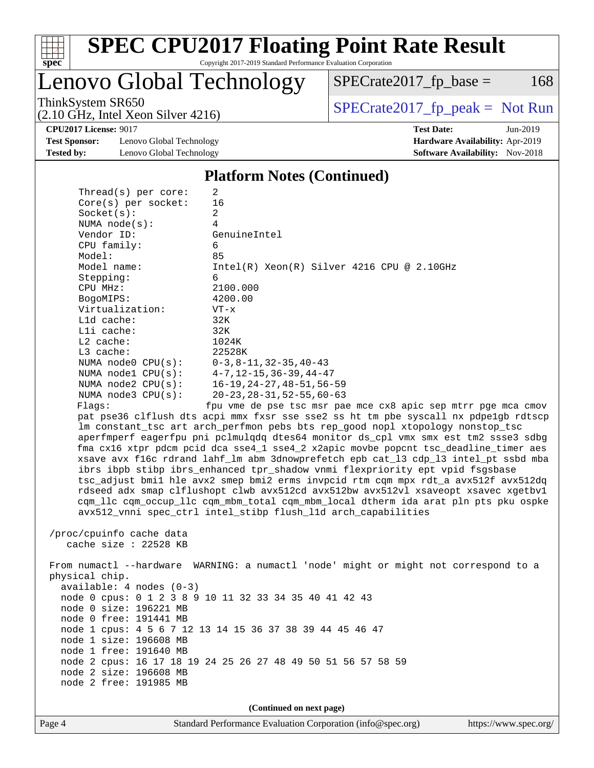## Platform Notes (Continued)

```
     Thread(s) per core:    2
     Core(s) per socket:    16
     Socket(s):             2
     NUMA node(s):          4
     Vendor ID:             GenuineIntel
     CPU family:            6
     Model:                 85
     Model name:            Intel(R) Xeon(R) Silver 4216 CPU @ 2.10GHz
     Stepping:              6
     CPU MHz:               2100.000
     BogoMIPS:              4200.00
     Virtualization:        VT-x
     L1d cache:             32K
     L1i cache:             32K
     L2 cache:              1024K
     L3 cache:              22528K
     NUMA node0 CPU(s):     0-3,8-11,32-35,40-43
     NUMA node1 CPU(s):     4-7,12-15,36-39,44-47
     NUMA node2 CPU(s):     16-19,24-27,48-51,56-59
     NUMA node3 CPU(s):     20-23,28-31,52-55,60-63
     Flags:                 fpu vme de pse tsc msr pae mce cx8 apic sep mtrr pge mca cmov
     pat pse36 clflush dts acpi mmx fxsr sse sse2 ss ht tm pbe syscall nx pdpe1gb rdtscp
     lm constant_tsc art arch_perfmon pebs bts rep_good nopl xtopology nonstop_tsc
     aperfmperf eagerfpu pni pclmulqdq dtes64 monitor ds_cpl vmx smx est tm2 ssse3 sdbg
     fma cx16 xtpr pdcm pcid dca sse4_1 sse4_2 x2apic movbe popcnt tsc_deadline_timer aes
     xsave avx f16c rdrand lahf_lm abm 3dnowprefetch epb cat_l3 cdp_l3 intel_pt ssbd mba
     ibrs ibpb stibp ibrs_enhanced tpr_shadow vnmi flexpriority ept vpid fsgsbase
     tsc_adjust bmi1 hle avx2 smep bmi2 erms invpcid rtm cqm mpx rdt_a avx512f avx512dq
     rdseed adx smap clflushopt clwb avx512cd avx512bw avx512vl xsaveopt xsavec xgetbv1
     cqm_llc cqm_occup_llc cqm_mbm_total cqm_mbm_local dtherm ida arat pln pts pku ospke
     avx512_vnni spec_ctrl intel_stibp flush_l1d arch_capabilities

 /proc/cpuinfo cache data
    cache size : 22528 KB

 From numactl --hardware  WARNING: a numactl 'node' might or might not correspond to a
 physical chip.
   available: 4 nodes (0-3)
   node 0 cpus: 0 1 2 3 8 9 10 11 32 33 34 35 40 41 42 43
   node 0 size: 196221 MB
   node 0 free: 191441 MB
   node 1 cpus: 4 5 6 7 12 13 14 15 36 37 38 39 44 45 46 47
   node 1 size: 196608 MB
   node 1 free: 191640 MB
   node 2 cpus: 16 17 18 19 24 25 26 27 48 49 50 51 56 57 58 59
   node 2 size: 196608 MB
   node 2 free: 191985 MB
```

**(Continued on next page)**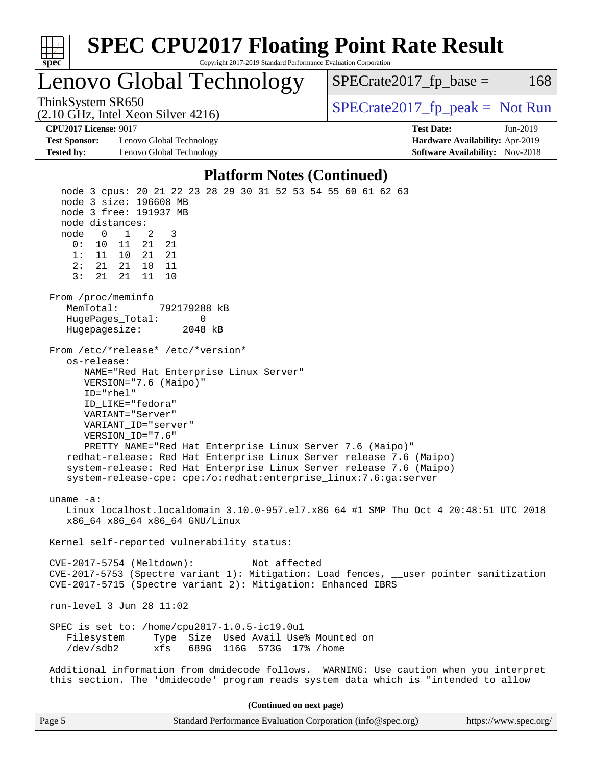## Platform Notes (Continued)

```
  node 3 cpus: 20 21 22 23 28 29 30 31 52 53 54 55 60 61 62 63
  node 3 size: 196608 MB
  node 3 free: 191937 MB
  node distances:
  node   0   1   2   3
    0:  10  11  21  21
    1:  11  10  21  21
    2:  21  21  10  11
    3:  21  21  11  10

From /proc/meminfo
   MemTotal:       792179288 kB
   HugePages_Total:       0
   Hugepagesize:       2048 kB

From /etc/*release* /etc/*version*
   os-release:
      NAME="Red Hat Enterprise Linux Server"
      VERSION="7.6 (Maipo)"
      ID="rhel"
      ID_LIKE="fedora"
      VARIANT="Server"
      VARIANT_ID="server"
      VERSION_ID="7.6"
      PRETTY_NAME="Red Hat Enterprise Linux Server 7.6 (Maipo)"
   redhat-release: Red Hat Enterprise Linux Server release 7.6 (Maipo)
   system-release: Red Hat Enterprise Linux Server release 7.6 (Maipo)
   system-release-cpe: cpe:/o:redhat:enterprise_linux:7.6:ga:server

uname -a:
   Linux localhost.localdomain 3.10.0-957.el7.x86_64 #1 SMP Thu Oct 4 20:48:51 UTC 2018
   x86_64 x86_64 x86_64 GNU/Linux

Kernel self-reported vulnerability status:

CVE-2017-5754 (Meltdown):          Not affected
CVE-2017-5753 (Spectre variant 1): Mitigation: Load fences, __user pointer sanitization
CVE-2017-5715 (Spectre variant 2): Mitigation: Enhanced IBRS

run-level 3 Jun 28 11:02

SPEC is set to: /home/cpu2017-1.0.5-ic19.0u1
   Filesystem     Type  Size  Used Avail Use% Mounted on
   /dev/sdb2      xfs   689G  116G  573G  17% /home

Additional information from dmidecode follows.  WARNING: Use caution when you interpret
this section. The 'dmidecode' program reads system data which is "intended to allow
```

(Continued on next page)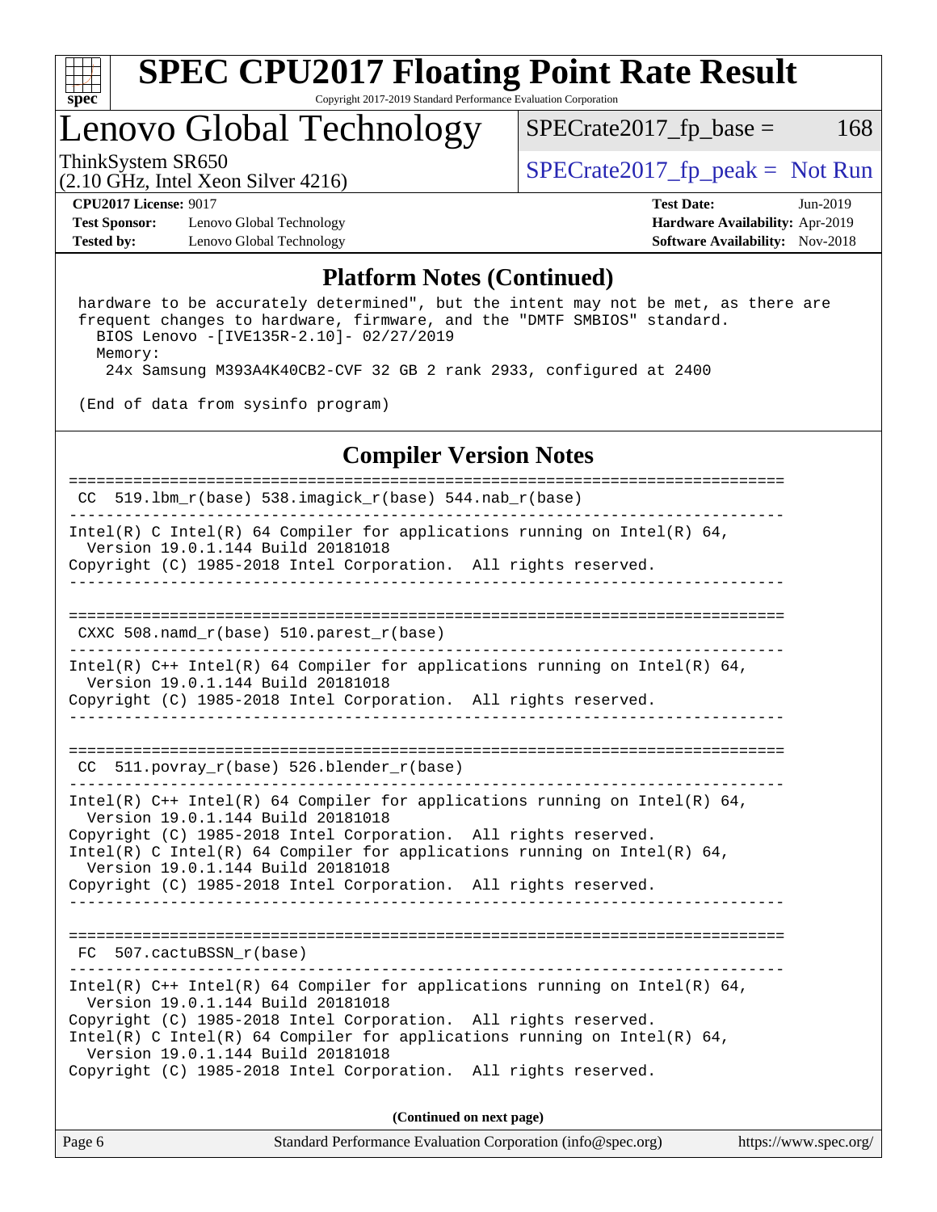## Platform Notes (Continued)

```
 hardware to be accurately determined", but the intent may not be met, as there are
 frequent changes to hardware, firmware, and the "DMTF SMBIOS" standard.
   BIOS Lenovo -[IVE135R-2.10]- 02/27/2019
   Memory:
     24x Samsung M393A4K40CB2-CVF 32 GB 2 rank 2933, configured at 2400

 (End of data from sysinfo program)
```

## Compiler Version Notes

```
==============================================================================
 CC  519.lbm_r(base) 538.imagick_r(base) 544.nab_r(base)
------------------------------------------------------------------------------
Intel(R) C Intel(R) 64 Compiler for applications running on Intel(R) 64,
  Version 19.0.1.144 Build 20181018
Copyright (C) 1985-2018 Intel Corporation.  All rights reserved.
------------------------------------------------------------------------------

==============================================================================
 CXXC 508.namd_r(base) 510.parest_r(base)
------------------------------------------------------------------------------
Intel(R) C++ Intel(R) 64 Compiler for applications running on Intel(R) 64,
  Version 19.0.1.144 Build 20181018
Copyright (C) 1985-2018 Intel Corporation.  All rights reserved.
------------------------------------------------------------------------------

==============================================================================
 CC  511.povray_r(base) 526.blender_r(base)
------------------------------------------------------------------------------
Intel(R) C++ Intel(R) 64 Compiler for applications running on Intel(R) 64,
  Version 19.0.1.144 Build 20181018
Copyright (C) 1985-2018 Intel Corporation.  All rights reserved.
Intel(R) C Intel(R) 64 Compiler for applications running on Intel(R) 64,
  Version 19.0.1.144 Build 20181018
Copyright (C) 1985-2018 Intel Corporation.  All rights reserved.
------------------------------------------------------------------------------

==============================================================================
 FC  507.cactuBSSN_r(base)
------------------------------------------------------------------------------
Intel(R) C++ Intel(R) 64 Compiler for applications running on Intel(R) 64,
  Version 19.0.1.144 Build 20181018
Copyright (C) 1985-2018 Intel Corporation.  All rights reserved.
Intel(R) C Intel(R) 64 Compiler for applications running on Intel(R) 64,
  Version 19.0.1.144 Build 20181018
Copyright (C) 1985-2018 Intel Corporation.  All rights reserved.
```

**(Continued on next page)**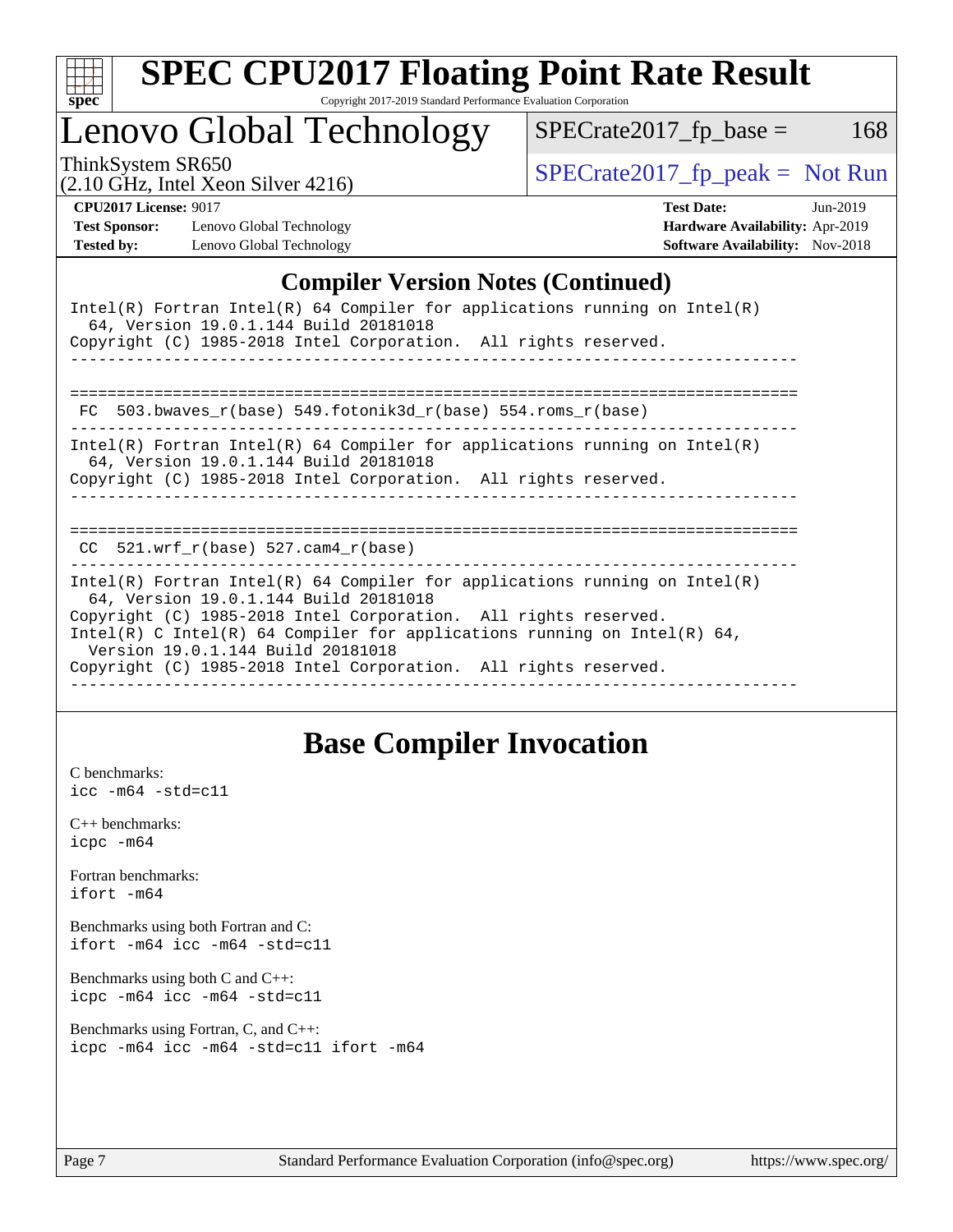## Compiler Version Notes (Continued)

```
Intel(R) Fortran Intel(R) 64 Compiler for applications running on Intel(R)
  64, Version 19.0.1.144 Build 20181018
Copyright (C) 1985-2018 Intel Corporation.  All rights reserved.
------------------------------------------------------------------------------

==============================================================================
 FC  503.bwaves_r(base) 549.fotonik3d_r(base) 554.roms_r(base)
------------------------------------------------------------------------------
Intel(R) Fortran Intel(R) 64 Compiler for applications running on Intel(R)
  64, Version 19.0.1.144 Build 20181018
Copyright (C) 1985-2018 Intel Corporation.  All rights reserved.
------------------------------------------------------------------------------

==============================================================================
 CC  521.wrf_r(base) 527.cam4_r(base)
------------------------------------------------------------------------------
Intel(R) Fortran Intel(R) 64 Compiler for applications running on Intel(R)
  64, Version 19.0.1.144 Build 20181018
Copyright (C) 1985-2018 Intel Corporation.  All rights reserved.
Intel(R) C Intel(R) 64 Compiler for applications running on Intel(R) 64,
  Version 19.0.1.144 Build 20181018
Copyright (C) 1985-2018 Intel Corporation.  All rights reserved.
------------------------------------------------------------------------------
```

## Base Compiler Invocation

C benchmarks:
icc -m64 -std=c11

C++ benchmarks:
icpc -m64

Fortran benchmarks:
ifort -m64

Benchmarks using both Fortran and C:
ifort -m64 icc -m64 -std=c11

Benchmarks using both C and C++:
icpc -m64 icc -m64 -std=c11

Benchmarks using Fortran, C, and C++:
icpc -m64 icc -m64 -std=c11 ifort -m64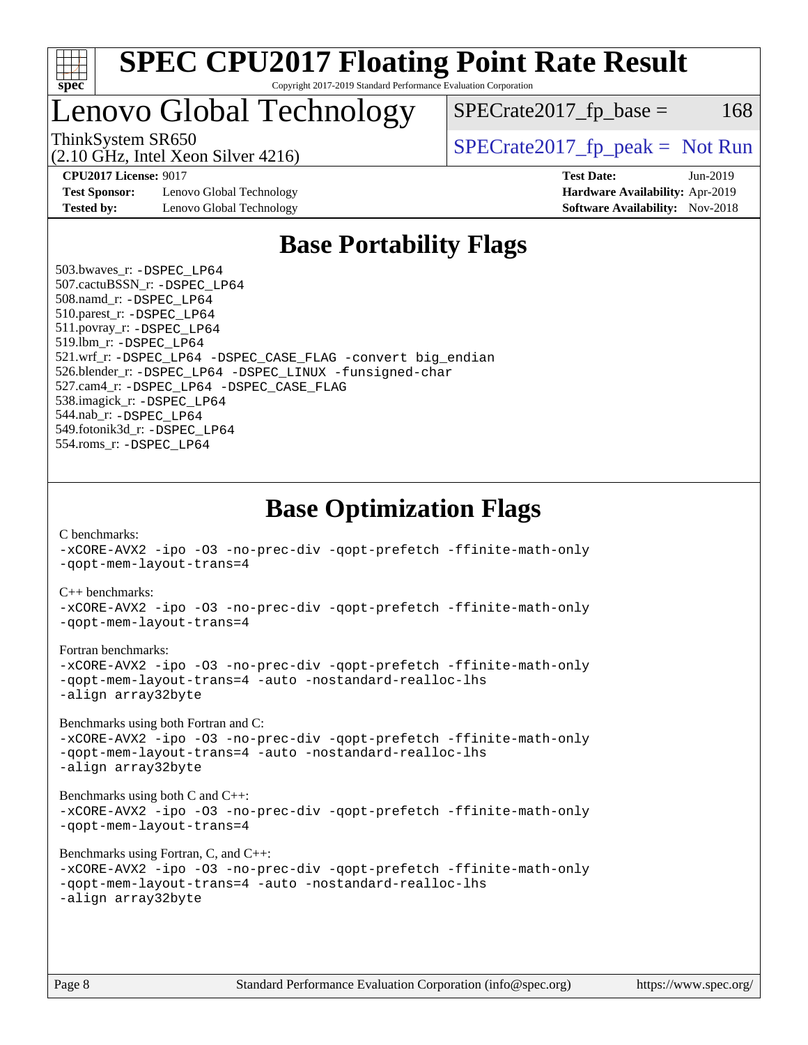# SPEC CPU2017 Floating Point Rate Result

Copyright 2017-2019 Standard Performance Evaluation Corporation

## Lenovo Global Technology

ThinkSystem SR650
(2.10 GHz, Intel Xeon Silver 4216)

SPECrate2017_fp_base = 168

SPECrate2017_fp_peak = Not Run

**CPU2017 License:** 9017
**Test Sponsor:** Lenovo Global Technology
**Tested by:** Lenovo Global Technology

**Test Date:** Jun-2019
**Hardware Availability:** Apr-2019
**Software Availability:** Nov-2018

## Base Portability Flags

503.bwaves_r: `-DSPEC_LP64`
507.cactuBSSN_r: `-DSPEC_LP64`
508.namd_r: `-DSPEC_LP64`
510.parest_r: `-DSPEC_LP64`
511.povray_r: `-DSPEC_LP64`
519.lbm_r: `-DSPEC_LP64`
521.wrf_r: `-DSPEC_LP64 -DSPEC_CASE_FLAG -convert big_endian`
526.blender_r: `-DSPEC_LP64 -DSPEC_LINUX -funsigned-char`
527.cam4_r: `-DSPEC_LP64 -DSPEC_CASE_FLAG`
538.imagick_r: `-DSPEC_LP64`
544.nab_r: `-DSPEC_LP64`
549.fotonik3d_r: `-DSPEC_LP64`
554.roms_r: `-DSPEC_LP64`

## Base Optimization Flags

C benchmarks:
```
-xCORE-AVX2 -ipo -O3 -no-prec-div -qopt-prefetch -ffinite-math-only
-qopt-mem-layout-trans=4
```

C++ benchmarks:
```
-xCORE-AVX2 -ipo -O3 -no-prec-div -qopt-prefetch -ffinite-math-only
-qopt-mem-layout-trans=4
```

Fortran benchmarks:
```
-xCORE-AVX2 -ipo -O3 -no-prec-div -qopt-prefetch -ffinite-math-only
-qopt-mem-layout-trans=4 -auto -nostandard-realloc-lhs
-align array32byte
```

Benchmarks using both Fortran and C:
```
-xCORE-AVX2 -ipo -O3 -no-prec-div -qopt-prefetch -ffinite-math-only
-qopt-mem-layout-trans=4 -auto -nostandard-realloc-lhs
-align array32byte
```

Benchmarks using both C and C++:
```
-xCORE-AVX2 -ipo -O3 -no-prec-div -qopt-prefetch -ffinite-math-only
-qopt-mem-layout-trans=4
```

Benchmarks using Fortran, C, and C++:
```
-xCORE-AVX2 -ipo -O3 -no-prec-div -qopt-prefetch -ffinite-math-only
-qopt-mem-layout-trans=4 -auto -nostandard-realloc-lhs
-align array32byte
```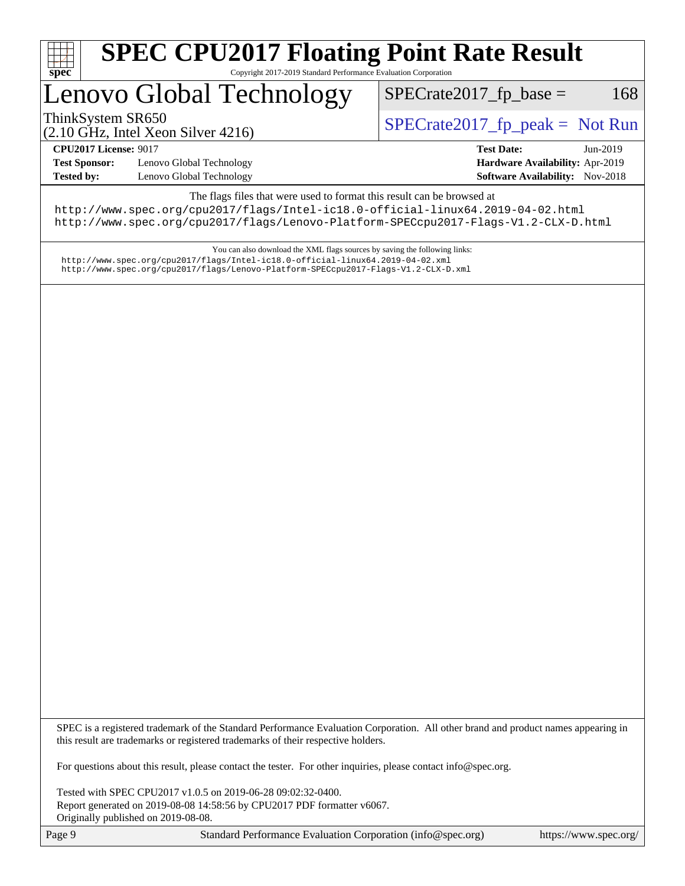The flags files that were used to format this result can be browsed at

http://www.spec.org/cpu2017/flags/Intel-ic18.0-official-linux64.2019-04-02.html
http://www.spec.org/cpu2017/flags/Lenovo-Platform-SPECcpu2017-Flags-V1.2-CLX-D.html

You can also download the XML flags sources by saving the following links:

http://www.spec.org/cpu2017/flags/Intel-ic18.0-official-linux64.2019-04-02.xml
http://www.spec.org/cpu2017/flags/Lenovo-Platform-SPECcpu2017-Flags-V1.2-CLX-D.xml

SPEC is a registered trademark of the Standard Performance Evaluation Corporation. All other brand and product names appearing in this result are trademarks or registered trademarks of their respective holders.

For questions about this result, please contact the tester. For other inquiries, please contact info@spec.org.

Tested with SPEC CPU2017 v1.0.5 on 2019-06-28 09:02:32-0400.
Report generated on 2019-08-08 14:58:56 by CPU2017 PDF formatter v6067.
Originally published on 2019-08-08.